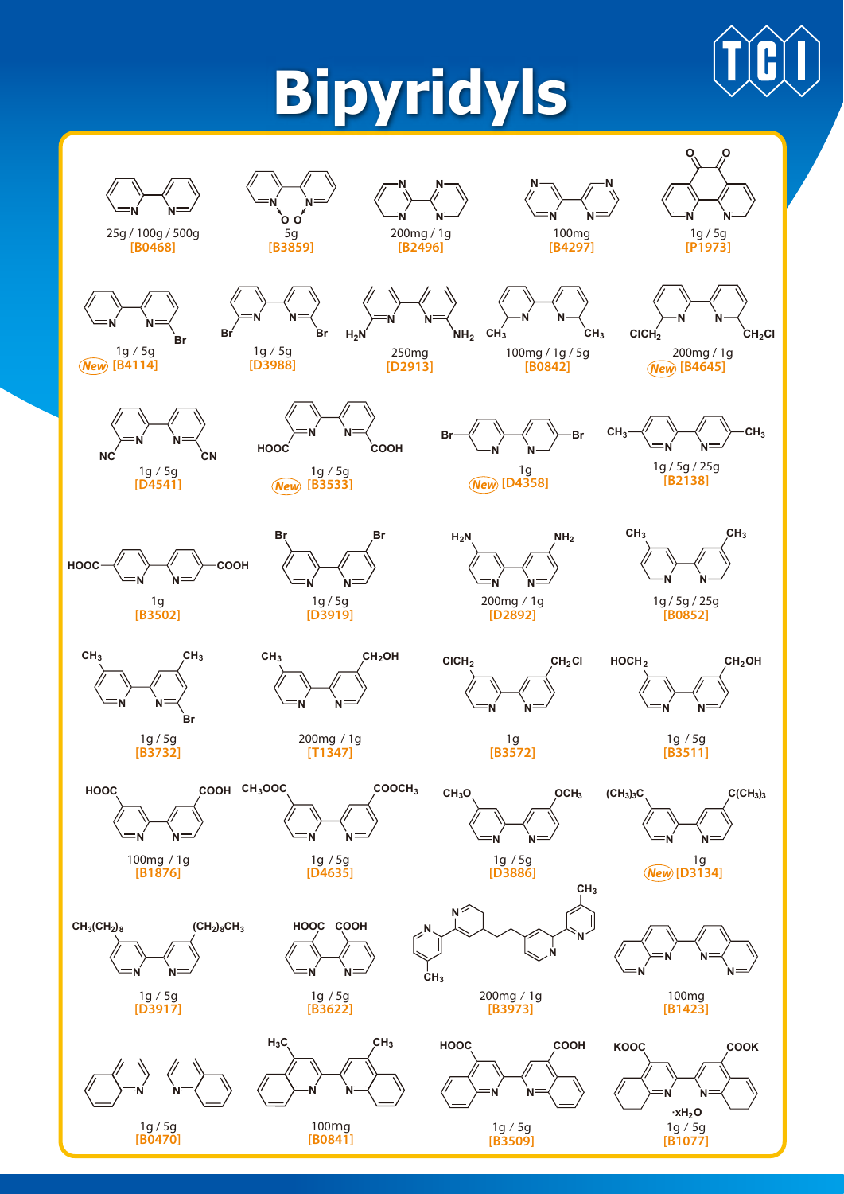# Bipyridyls

25g / 100g / 500g
[B0468]

5g
[B3859]

200mg / 1g
[B2496]

100mg
[B4297]

1g / 5g
[P1973]

1g / 5g
New [B4114]

1g / 5g
[D3988]

250mg
[D2913]

100mg / 1g / 5g
[B0842]

200mg / 1g
New [B4645]

1g / 5g
[D4541]

1g / 5g
New [B3533]

1g
New [D4358]

1g / 5g / 25g
[B2138]

1g
[B3502]

1g / 5g
[D3919]

200mg / 1g
[D2892]

1g / 5g / 25g
[B0852]

1g / 5g
[B3732]

200mg / 1g
[T1347]

1g
[B3572]

1g / 5g
[B3511]

100mg / 1g
[B1876]

1g / 5g
[D4635]

1g / 5g
[D3886]

1g
New [D3134]

1g / 5g
[D3917]

1g / 5g
[B3622]

200mg / 1g
[B3973]

100mg
[B1423]

1g / 5g
[B0470]

100mg
[B0841]

1g / 5g
[B3509]

$\cdot xH_2O$
1g / 5g
[B1077]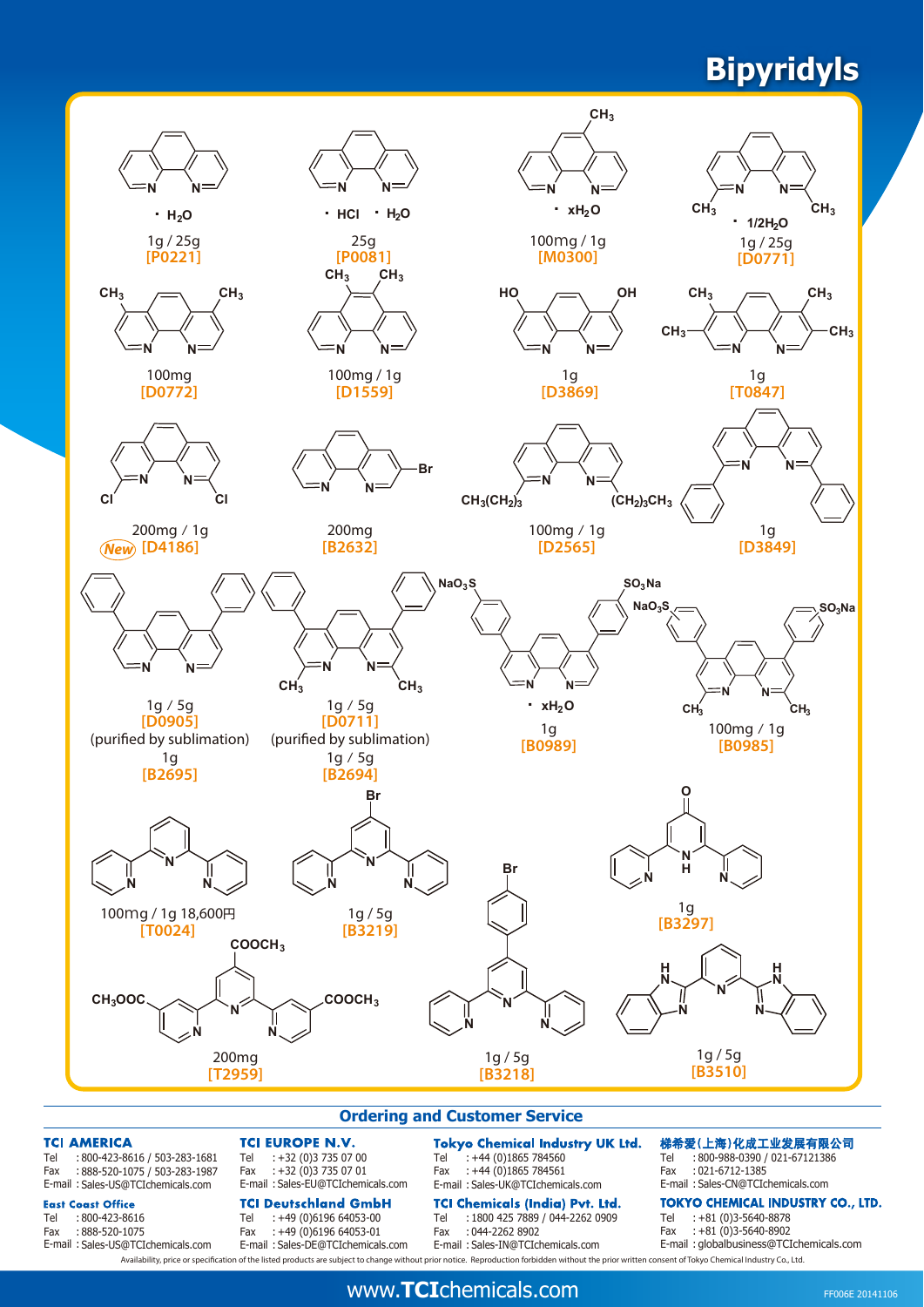# Bipyridyls

· $H_2O$
1g / 25g
[P0221]

· HCl · $H_2O$
25g
[P0081]

· $xH_2O$
100mg / 1g
[M0300]

· 1/2$H_2O$
1g / 25g
[D0771]

100mg
[D0772]

100mg / 1g
[D1559]

1g
[D3869]

1g
[T0847]

200mg / 1g
New [D4186]

200mg
[B2632]

100mg / 1g
[D2565]

1g
[D3849]

1g / 5g
[D0905]
(purified by sublimation)
1g
[B2695]

1g / 5g
[D0711]
(purified by sublimation)
1g / 5g
[B2694]

· $xH_2O$
1g
[B0989]

100mg / 1g
[B0985]

100mg / 1g 18,600円
[T0024]

1g / 5g
[B3219]

1g
[B3297]

200mg
[T2959]

1g / 5g
[B3218]

1g / 5g
[B3510]

## Ordering and Customer Service

**TCI AMERICA**
Tel : 800-423-8616 / 503-283-1681
Fax : 888-520-1075 / 503-283-1987
E-mail : Sales-US@TCIchemicals.com

**East Coast Office**
Tel : 800-423-8616
Fax : 888-520-1075
E-mail : Sales-US@TCIchemicals.com

**TCI EUROPE N.V.**
Tel : +32 (0)3 735 07 00
Fax : +32 (0)3 735 07 01
E-mail : Sales-EU@TCIchemicals.com

**TCI Deutschland GmbH**
Tel : +49 (0)6196 64053-00
Fax : +49 (0)6196 64053-01
E-mail : Sales-DE@TCIchemicals.com

**Tokyo Chemical Industry UK Ltd.**
Tel : +44 (0)1865 784560
Fax : +44 (0)1865 784561
E-mail : Sales-UK@TCIchemicals.com

**TCI Chemicals (India) Pvt. Ltd.**
Tel : 1800 425 7889 / 044-2262 0909
Fax : 044-2262 8902
E-mail : Sales-IN@TCIchemicals.com

**梯希爱(上海)化成工业发展有限公司**
Tel : 800-988-0390 / 021-67121386
Fax : 021-6712-1385
E-mail : Sales-CN@TCIchemicals.com

**TOKYO CHEMICAL INDUSTRY CO., LTD.**
Tel : +81 (0)3-5640-8878
Fax : +81 (0)3-5640-8902
E-mail : globalbusiness@TCIchemicals.com

Availability, price or specification of the listed products are subject to change without prior notice. Reproduction forbidden without the prior written consent of Tokyo Chemical Industry Co., Ltd.

www.TCIchemicals.com

FF006E 20141106